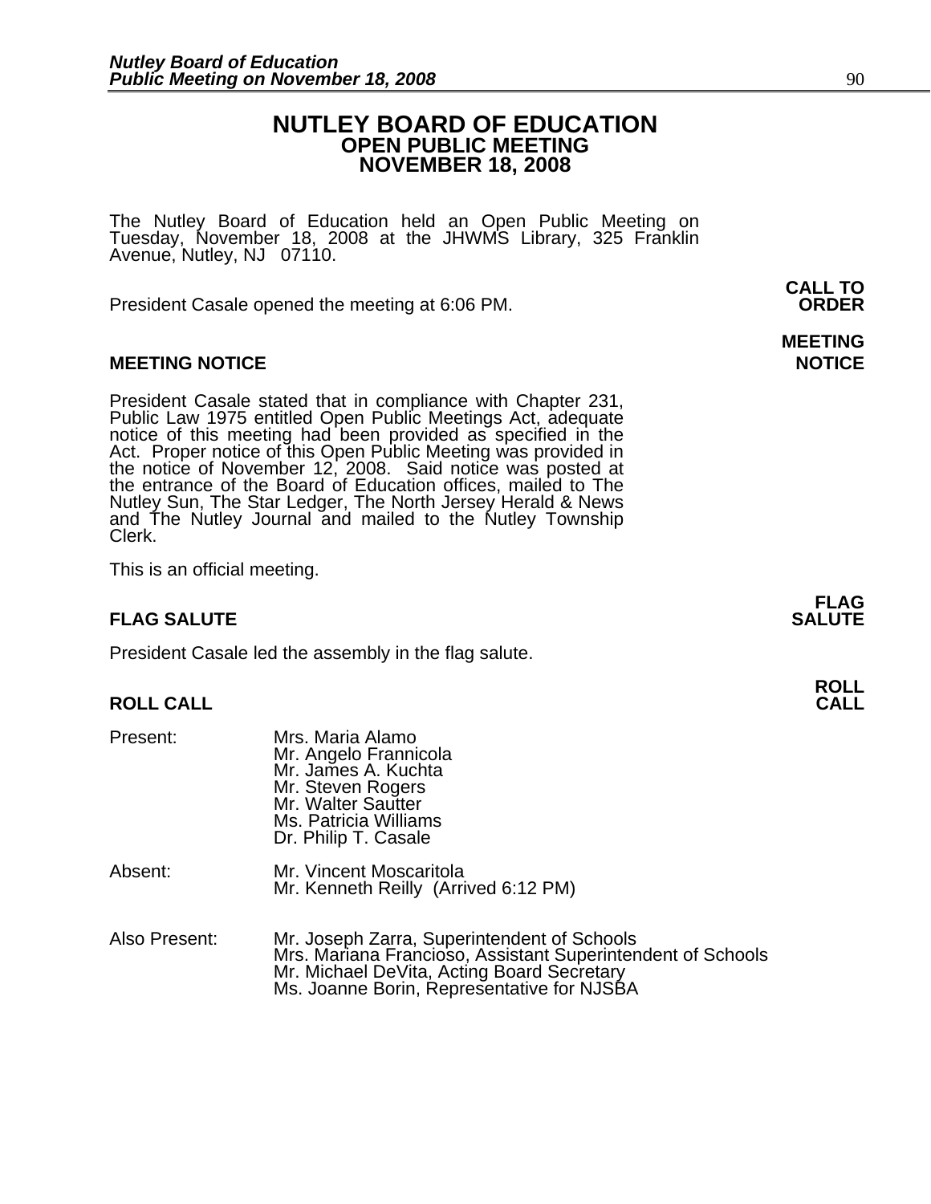# NUTLEY BOARD OF EDUCATION
## OPEN PUBLIC MEETING
## NOVEMBER 18, 2008

The Nutley Board of Education held an Open Public Meeting on Tuesday, November 18, 2008 at the JHWMS Library, 325 Franklin Avenue, Nutley, NJ 07110.

**CALL TO ORDER**

President Casale opened the meeting at 6:06 PM.

**MEETING NOTICE**

### MEETING NOTICE

President Casale stated that in compliance with Chapter 231, Public Law 1975 entitled Open Public Meetings Act, adequate notice of this meeting had been provided as specified in the Act. Proper notice of this Open Public Meeting was provided in the notice of November 12, 2008. Said notice was posted at the entrance of the Board of Education offices, mailed to The Nutley Sun, The Star Ledger, The North Jersey Herald & News and The Nutley Journal and mailed to the Nutley Township Clerk.

This is an official meeting.

**FLAG SALUTE**

### FLAG SALUTE

President Casale led the assembly in the flag salute.

**ROLL CALL**

### ROLL CALL

Present:
- Mrs. Maria Alamo
- Mr. Angelo Frannicola
- Mr. James A. Kuchta
- Mr. Steven Rogers
- Mr. Walter Sautter
- Ms. Patricia Williams
- Dr. Philip T. Casale

Absent:
- Mr. Vincent Moscaritola
- Mr. Kenneth Reilly (Arrived 6:12 PM)

Also Present:
- Mr. Joseph Zarra, Superintendent of Schools
- Mrs. Mariana Francioso, Assistant Superintendent of Schools
- Mr. Michael DeVita, Acting Board Secretary
- Ms. Joanne Borin, Representative for NJSBA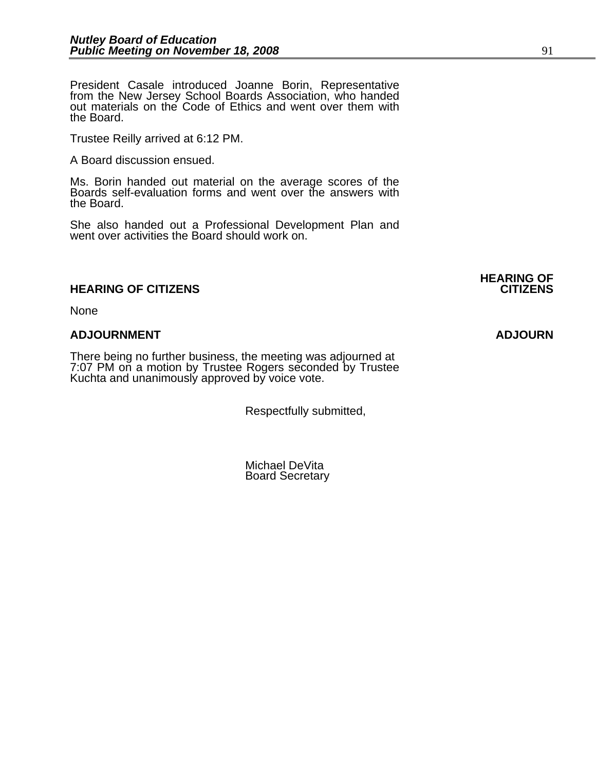President Casale introduced Joanne Borin, Representative from the New Jersey School Boards Association, who handed out materials on the Code of Ethics and went over them with the Board.

Trustee Reilly arrived at 6:12 PM.

A Board discussion ensued.

Ms. Borin handed out material on the average scores of the Boards self-evaluation forms and went over the answers with the Board.

She also handed out a Professional Development Plan and went over activities the Board should work on.

**HEARING OF CITIZENS**

**HEARING OF CITIZENS**

None

**ADJOURNMENT**

**ADJOURN**

There being no further business, the meeting was adjourned at 7:07 PM on a motion by Trustee Rogers seconded by Trustee Kuchta and unanimously approved by voice vote.

Respectfully submitted,

Michael DeVita
Board Secretary